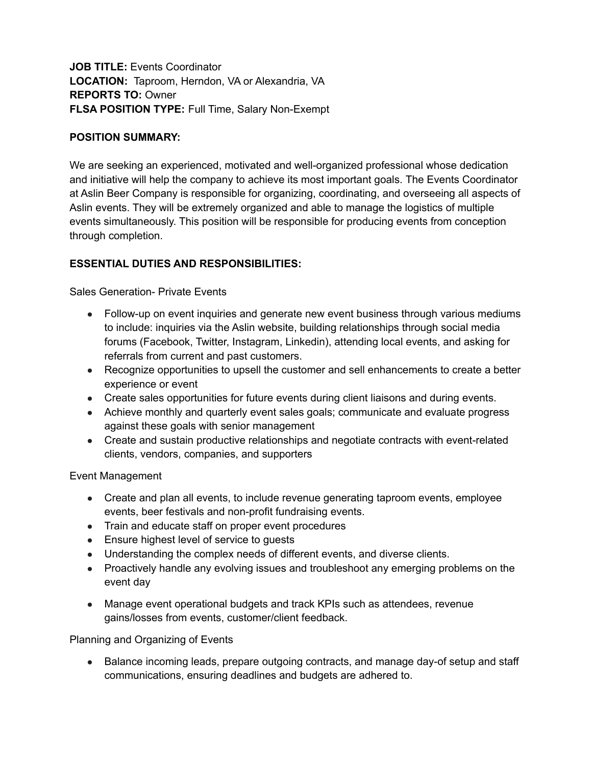**JOB TITLE:** Events Coordinator
**LOCATION:** Taproom, Herndon, VA or Alexandria, VA
**REPORTS TO:** Owner
**FLSA POSITION TYPE:** Full Time, Salary Non-Exempt

**POSITION SUMMARY:**

We are seeking an experienced, motivated and well-organized professional whose dedication and initiative will help the company to achieve its most important goals. The Events Coordinator at Aslin Beer Company is responsible for organizing, coordinating, and overseeing all aspects of Aslin events. They will be extremely organized and able to manage the logistics of multiple events simultaneously. This position will be responsible for producing events from conception through completion.

**ESSENTIAL DUTIES AND RESPONSIBILITIES:**

Sales Generation- Private Events

- Follow-up on event inquiries and generate new event business through various mediums to include: inquiries via the Aslin website, building relationships through social media forums (Facebook, Twitter, Instagram, Linkedin), attending local events, and asking for referrals from current and past customers.
- Recognize opportunities to upsell the customer and sell enhancements to create a better experience or event
- Create sales opportunities for future events during client liaisons and during events.
- Achieve monthly and quarterly event sales goals; communicate and evaluate progress against these goals with senior management
- Create and sustain productive relationships and negotiate contracts with event-related clients, vendors, companies, and supporters

Event Management

- Create and plan all events, to include revenue generating taproom events, employee events, beer festivals and non-profit fundraising events.
- Train and educate staff on proper event procedures
- Ensure highest level of service to guests
- Understanding the complex needs of different events, and diverse clients.
- Proactively handle any evolving issues and troubleshoot any emerging problems on the event day
- Manage event operational budgets and track KPIs such as attendees, revenue gains/losses from events, customer/client feedback.

Planning and Organizing of Events

- Balance incoming leads, prepare outgoing contracts, and manage day-of setup and staff communications, ensuring deadlines and budgets are adhered to.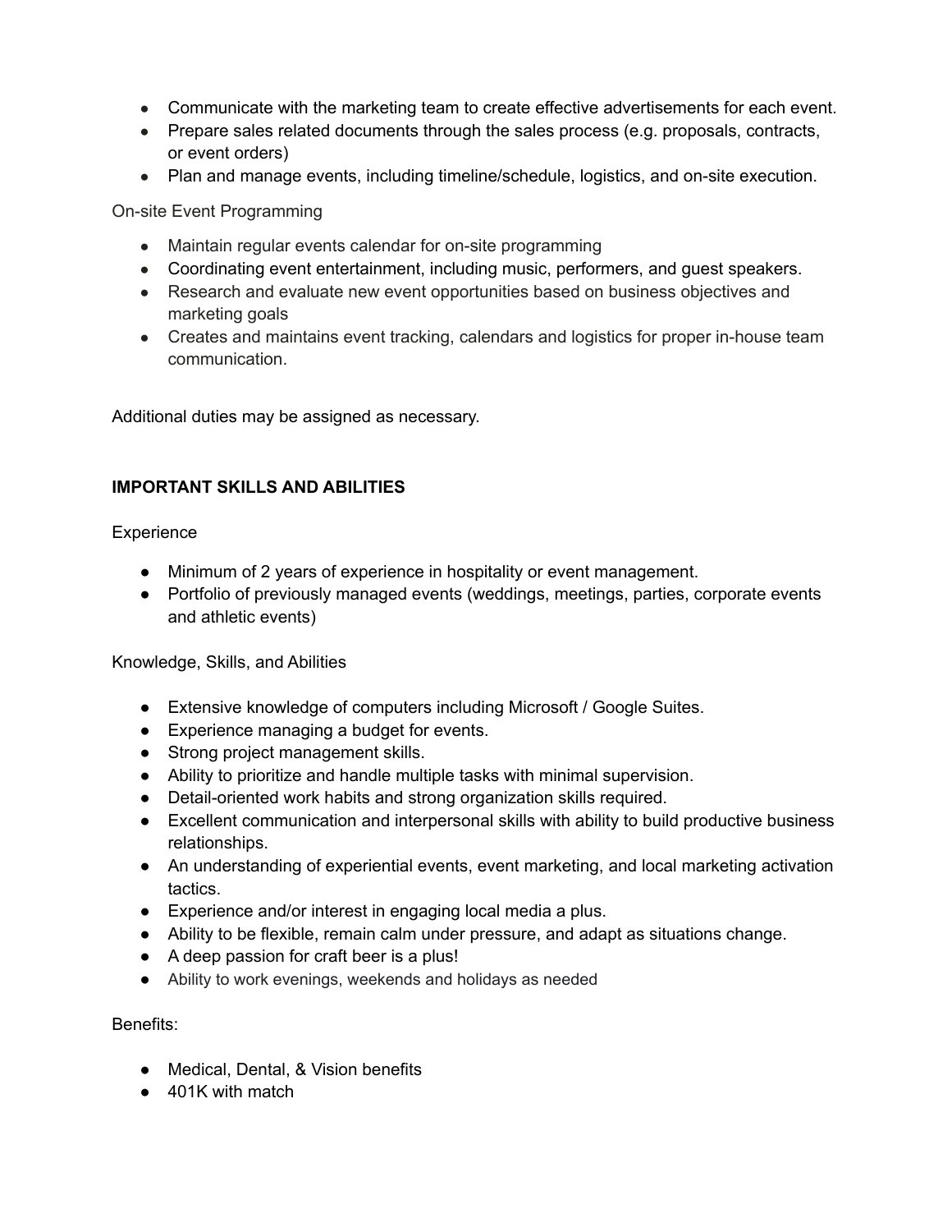- Communicate with the marketing team to create effective advertisements for each event.
- Prepare sales related documents through the sales process (e.g. proposals, contracts, or event orders)
- Plan and manage events, including timeline/schedule, logistics, and on-site execution.

On-site Event Programming

- Maintain regular events calendar for on-site programming
- Coordinating event entertainment, including music, performers, and guest speakers.
- Research and evaluate new event opportunities based on business objectives and marketing goals
- Creates and maintains event tracking, calendars and logistics for proper in-house team communication.

Additional duties may be assigned as necessary.

**IMPORTANT SKILLS AND ABILITIES**

Experience

- Minimum of 2 years of experience in hospitality or event management.
- Portfolio of previously managed events (weddings, meetings, parties, corporate events and athletic events)

Knowledge, Skills, and Abilities

- Extensive knowledge of computers including Microsoft / Google Suites.
- Experience managing a budget for events.
- Strong project management skills.
- Ability to prioritize and handle multiple tasks with minimal supervision.
- Detail-oriented work habits and strong organization skills required.
- Excellent communication and interpersonal skills with ability to build productive business relationships.
- An understanding of experiential events, event marketing, and local marketing activation tactics.
- Experience and/or interest in engaging local media a plus.
- Ability to be flexible, remain calm under pressure, and adapt as situations change.
- A deep passion for craft beer is a plus!
- Ability to work evenings, weekends and holidays as needed

Benefits:

- Medical, Dental, & Vision benefits
- 401K with match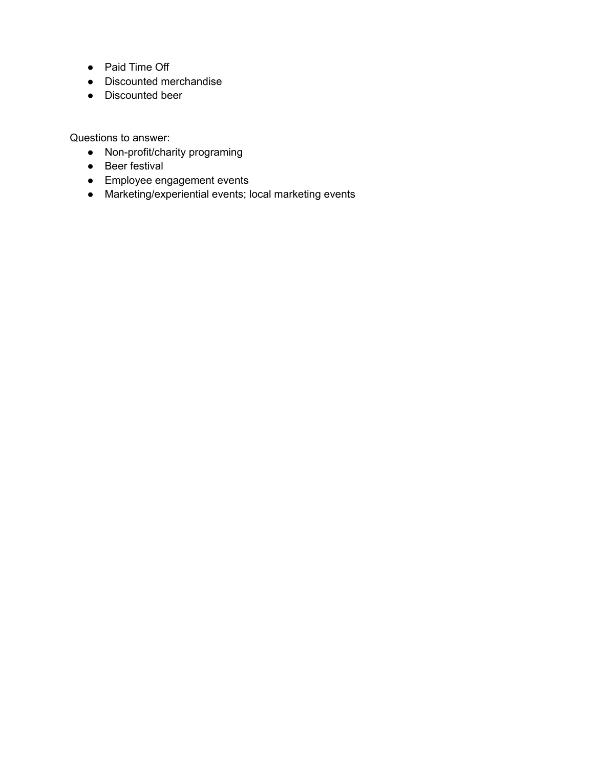- Paid Time Off
- Discounted merchandise
- Discounted beer

Questions to answer:

- Non-profit/charity programing
- Beer festival
- Employee engagement events
- Marketing/experiential events; local marketing events